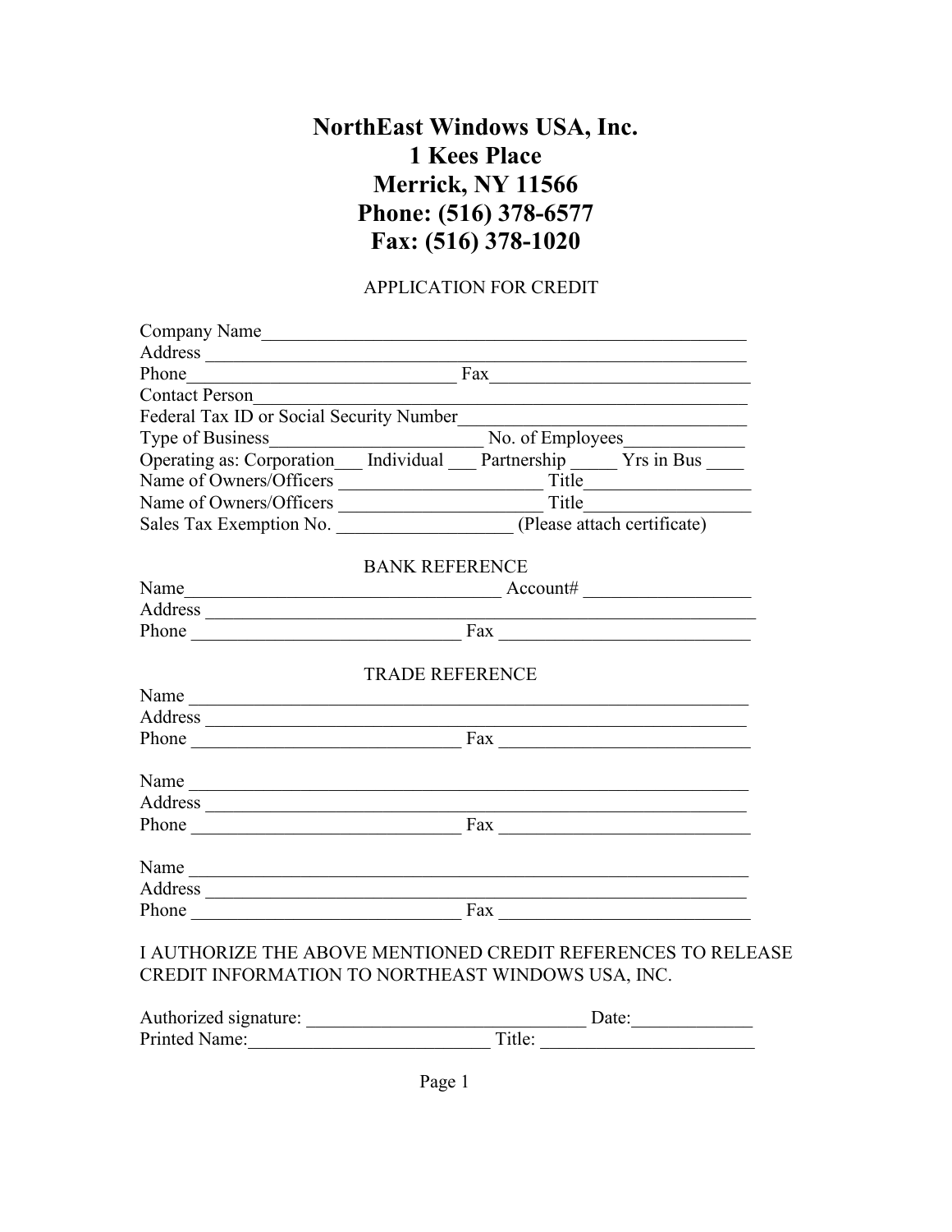# NorthEast Windows USA, Inc.
# 1 Kees Place
# Merrick, NY 11566
# Phone: (516) 378-6577
# Fax: (516) 378-1020

APPLICATION FOR CREDIT

Company Name_______________________________________________________
Address ____________________________________________________________
Phone_____________________________ Fax____________________________
Contact Person_______________________________________________________
Federal Tax ID or Social Security Number______________________________
Type of Business________________________ No. of Employees_____________
Operating as: Corporation___ Individual ___ Partnership _____ Yrs in Bus ____
Name of Owners/Officers ______________________ Title__________________
Name of Owners/Officers ______________________ Title__________________
Sales Tax Exemption No. ___________________ (Please attach certificate)

BANK REFERENCE

Name___________________________________ Account# __________________
Address ______________________________________________________________
Phone ______________________________ Fax ___________________________

TRADE REFERENCE

Name _______________________________________________________________
Address _____________________________________________________________
Phone ______________________________ Fax ___________________________

Name _______________________________________________________________
Address _____________________________________________________________
Phone ______________________________ Fax ___________________________

Name _______________________________________________________________
Address _____________________________________________________________
Phone ______________________________ Fax ___________________________

I AUTHORIZE THE ABOVE MENTIONED CREDIT REFERENCES TO RELEASE CREDIT INFORMATION TO NORTHEAST WINDOWS USA, INC.

Authorized signature: _______________________________ Date:_____________
Printed Name:___________________________ Title: _______________________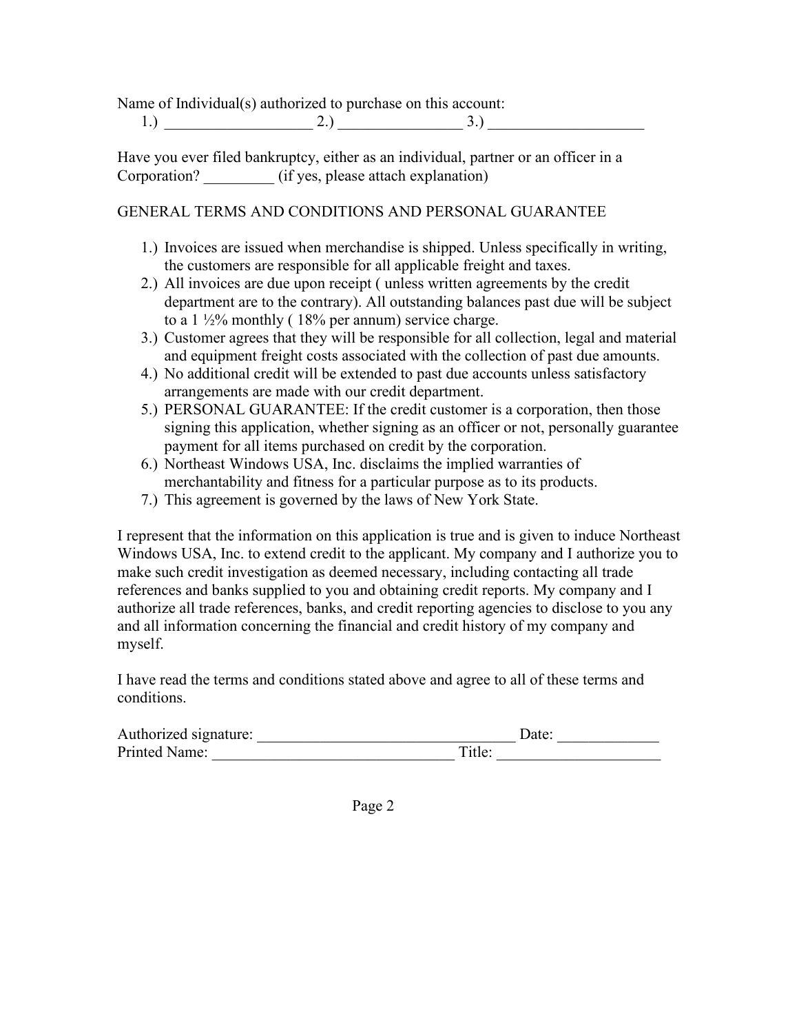Name of Individual(s) authorized to purchase on this account:

1.) ___________________ 2.) ________________ 3.) ____________________

Have you ever filed bankruptcy, either as an individual, partner or an officer in a Corporation? _________ (if yes, please attach explanation)

GENERAL TERMS AND CONDITIONS AND PERSONAL GUARANTEE

1.) Invoices are issued when merchandise is shipped. Unless specifically in writing, the customers are responsible for all applicable freight and taxes.
2.) All invoices are due upon receipt ( unless written agreements by the credit department are to the contrary). All outstanding balances past due will be subject to a 1 ½% monthly ( 18% per annum) service charge.
3.) Customer agrees that they will be responsible for all collection, legal and material and equipment freight costs associated with the collection of past due amounts.
4.) No additional credit will be extended to past due accounts unless satisfactory arrangements are made with our credit department.
5.) PERSONAL GUARANTEE: If the credit customer is a corporation, then those signing this application, whether signing as an officer or not, personally guarantee payment for all items purchased on credit by the corporation.
6.) Northeast Windows USA, Inc. disclaims the implied warranties of merchantability and fitness for a particular purpose as to its products.
7.) This agreement is governed by the laws of New York State.

I represent that the information on this application is true and is given to induce Northeast Windows USA, Inc. to extend credit to the applicant. My company and I authorize you to make such credit investigation as deemed necessary, including contacting all trade references and banks supplied to you and obtaining credit reports. My company and I authorize all trade references, banks, and credit reporting agencies to disclose to you any and all information concerning the financial and credit history of my company and myself.

I have read the terms and conditions stated above and agree to all of these terms and conditions.

Authorized signature: _________________________________ Date: _____________

Printed Name: _______________________________ Title: ____________________